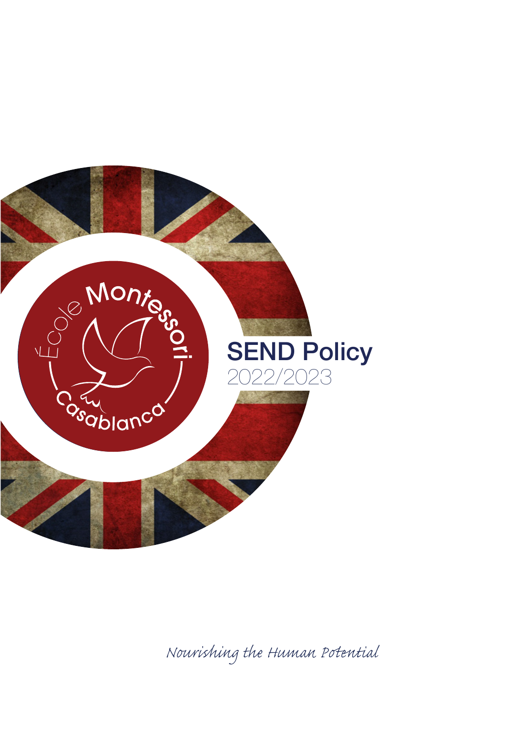École Montessori Casablanca

# SEND Policy

2022/2023

*Nourishing the Human Potential*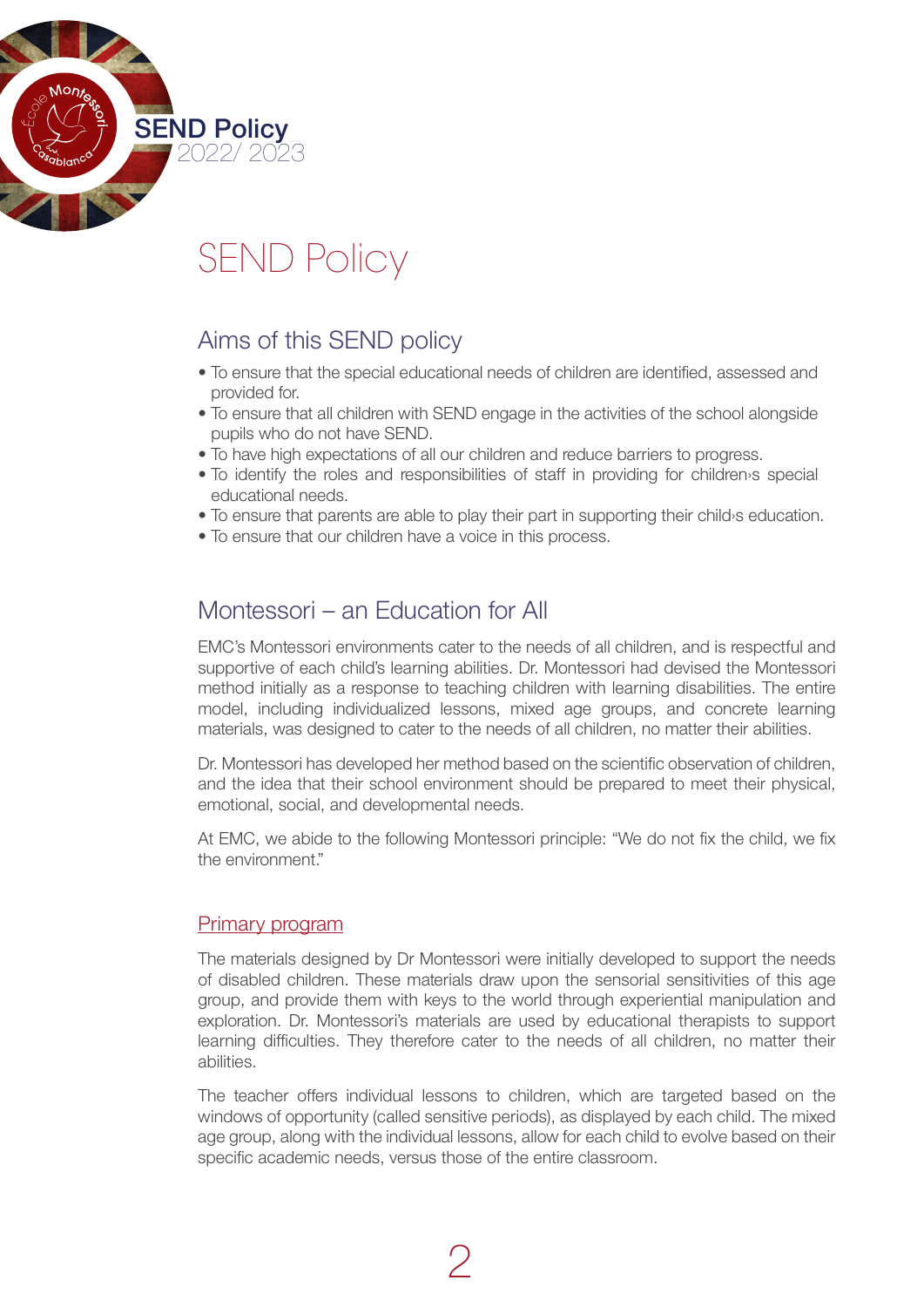# SEND Policy

## Aims of this SEND policy

- To ensure that the special educational needs of children are identified, assessed and provided for.
- To ensure that all children with SEND engage in the activities of the school alongside pupils who do not have SEND.
- To have high expectations of all our children and reduce barriers to progress.
- To identify the roles and responsibilities of staff in providing for children›s special educational needs.
- To ensure that parents are able to play their part in supporting their child›s education.
- To ensure that our children have a voice in this process.

## Montessori – an Education for All

EMC's Montessori environments cater to the needs of all children, and is respectful and supportive of each child's learning abilities. Dr. Montessori had devised the Montessori method initially as a response to teaching children with learning disabilities. The entire model, including individualized lessons, mixed age groups, and concrete learning materials, was designed to cater to the needs of all children, no matter their abilities.

Dr. Montessori has developed her method based on the scientific observation of children, and the idea that their school environment should be prepared to meet their physical, emotional, social, and developmental needs.

At EMC, we abide to the following Montessori principle: "We do not fix the child, we fix the environment."

### Primary program

The materials designed by Dr Montessori were initially developed to support the needs of disabled children. These materials draw upon the sensorial sensitivities of this age group, and provide them with keys to the world through experiential manipulation and exploration. Dr. Montessori's materials are used by educational therapists to support learning difficulties. They therefore cater to the needs of all children, no matter their abilities.

The teacher offers individual lessons to children, which are targeted based on the windows of opportunity (called sensitive periods), as displayed by each child. The mixed age group, along with the individual lessons, allow for each child to evolve based on their specific academic needs, versus those of the entire classroom.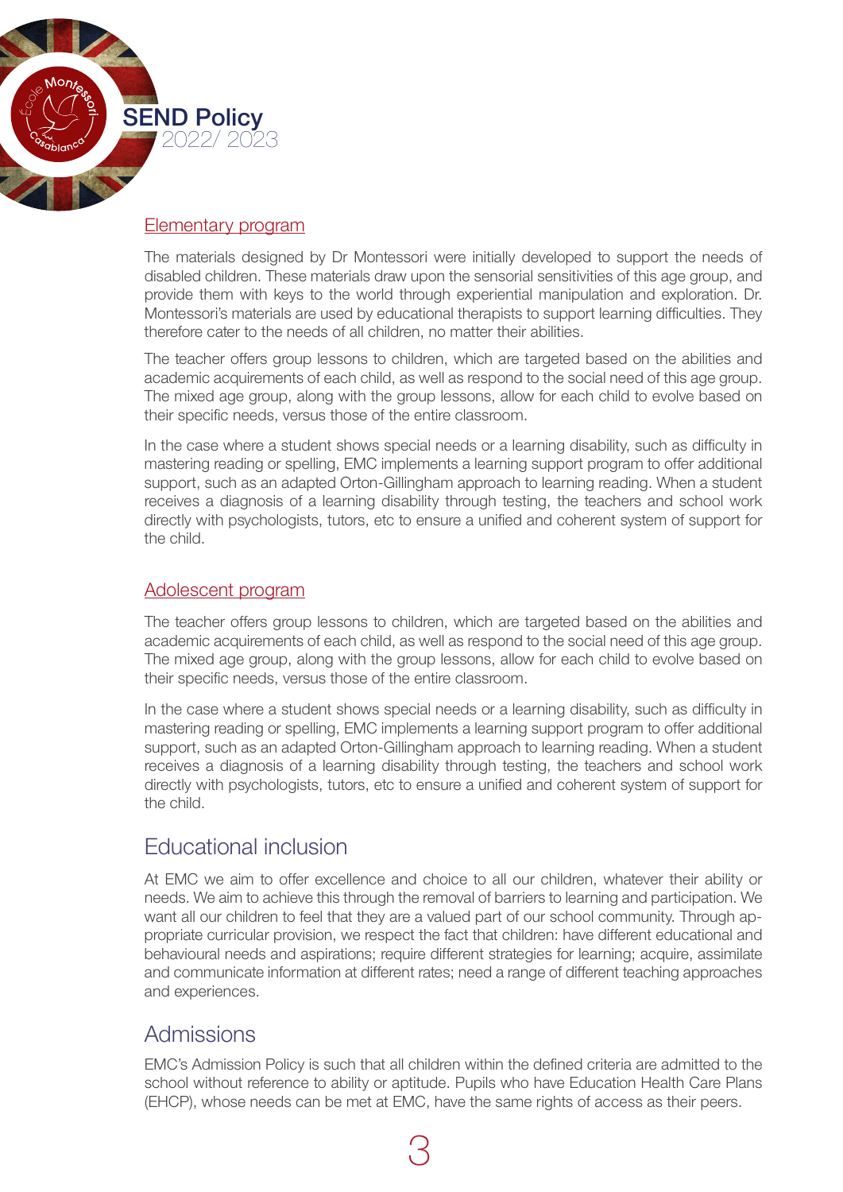## Elementary program

The materials designed by Dr Montessori were initially developed to support the needs of disabled children. These materials draw upon the sensorial sensitivities of this age group, and provide them with keys to the world through experiential manipulation and exploration. Dr. Montessori's materials are used by educational therapists to support learning difficulties. They therefore cater to the needs of all children, no matter their abilities.

The teacher offers group lessons to children, which are targeted based on the abilities and academic acquirements of each child, as well as respond to the social need of this age group. The mixed age group, along with the group lessons, allow for each child to evolve based on their specific needs, versus those of the entire classroom.

In the case where a student shows special needs or a learning disability, such as difficulty in mastering reading or spelling, EMC implements a learning support program to offer additional support, such as an adapted Orton-Gillingham approach to learning reading. When a student receives a diagnosis of a learning disability through testing, the teachers and school work directly with psychologists, tutors, etc to ensure a unified and coherent system of support for the child.

## Adolescent program

The teacher offers group lessons to children, which are targeted based on the abilities and academic acquirements of each child, as well as respond to the social need of this age group. The mixed age group, along with the group lessons, allow for each child to evolve based on their specific needs, versus those of the entire classroom.

In the case where a student shows special needs or a learning disability, such as difficulty in mastering reading or spelling, EMC implements a learning support program to offer additional support, such as an adapted Orton-Gillingham approach to learning reading. When a student receives a diagnosis of a learning disability through testing, the teachers and school work directly with psychologists, tutors, etc to ensure a unified and coherent system of support for the child.

# Educational inclusion

At EMC we aim to offer excellence and choice to all our children, whatever their ability or needs. We aim to achieve this through the removal of barriers to learning and participation. We want all our children to feel that they are a valued part of our school community. Through appropriate curricular provision, we respect the fact that children: have different educational and behavioural needs and aspirations; require different strategies for learning; acquire, assimilate and communicate information at different rates; need a range of different teaching approaches and experiences.

# Admissions

EMC's Admission Policy is such that all children within the defined criteria are admitted to the school without reference to ability or aptitude. Pupils who have Education Health Care Plans (EHCP), whose needs can be met at EMC, have the same rights of access as their peers.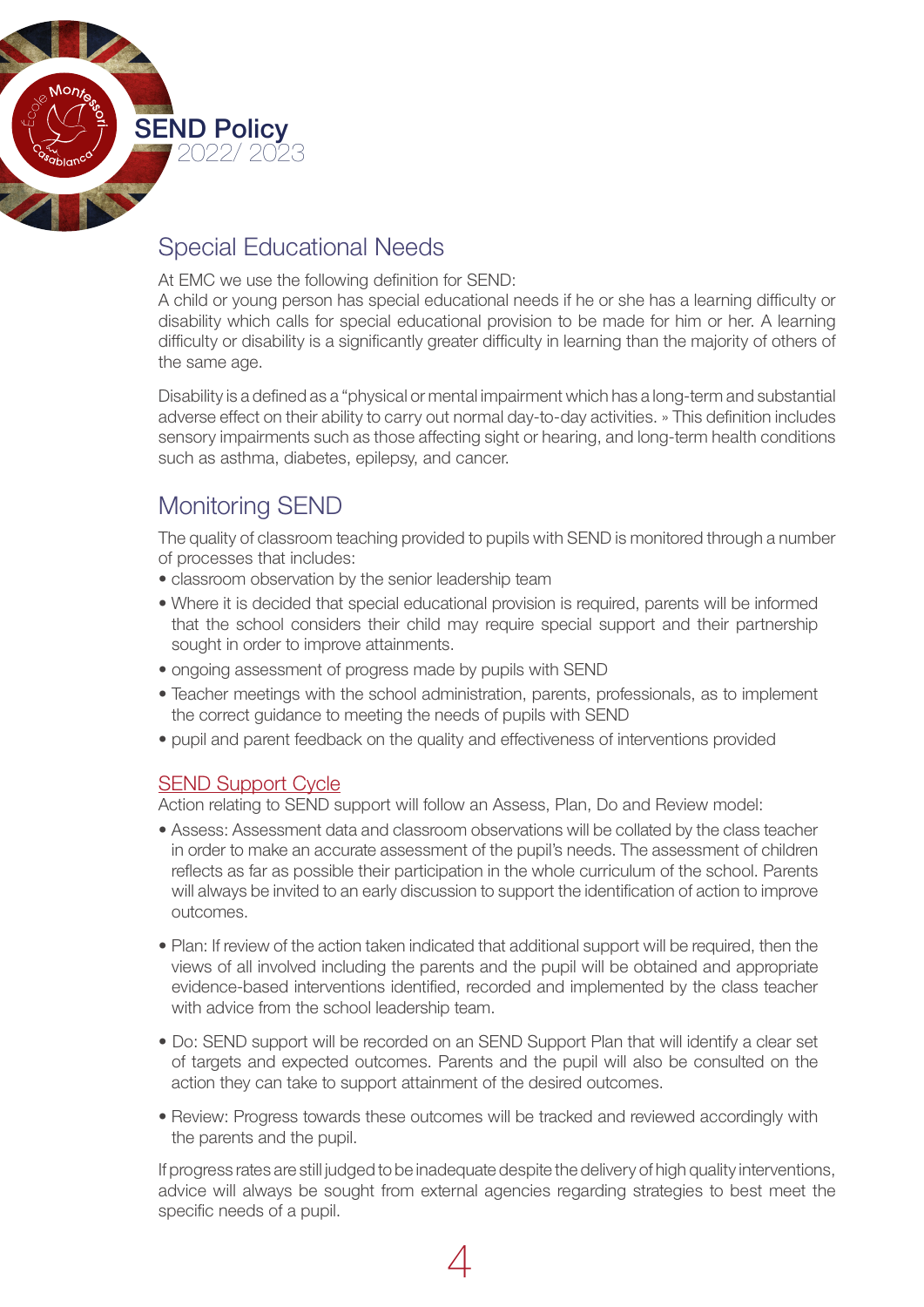# SEND Policy
2022/ 2023

## Special Educational Needs

At EMC we use the following definition for SEND:
A child or young person has special educational needs if he or she has a learning difficulty or disability which calls for special educational provision to be made for him or her. A learning difficulty or disability is a significantly greater difficulty in learning than the majority of others of the same age.

Disability is a defined as a "physical or mental impairment which has a long-term and substantial adverse effect on their ability to carry out normal day-to-day activities. » This definition includes sensory impairments such as those affecting sight or hearing, and long-term health conditions such as asthma, diabetes, epilepsy, and cancer.

## Monitoring SEND

The quality of classroom teaching provided to pupils with SEND is monitored through a number of processes that includes:

- classroom observation by the senior leadership team
- Where it is decided that special educational provision is required, parents will be informed that the school considers their child may require special support and their partnership sought in order to improve attainments.
- ongoing assessment of progress made by pupils with SEND
- Teacher meetings with the school administration, parents, professionals, as to implement the correct guidance to meeting the needs of pupils with SEND
- pupil and parent feedback on the quality and effectiveness of interventions provided

### SEND Support Cycle

Action relating to SEND support will follow an Assess, Plan, Do and Review model:

- Assess: Assessment data and classroom observations will be collated by the class teacher in order to make an accurate assessment of the pupil's needs. The assessment of children reflects as far as possible their participation in the whole curriculum of the school. Parents will always be invited to an early discussion to support the identification of action to improve outcomes.

- Plan: If review of the action taken indicated that additional support will be required, then the views of all involved including the parents and the pupil will be obtained and appropriate evidence-based interventions identified, recorded and implemented by the class teacher with advice from the school leadership team.

- Do: SEND support will be recorded on an SEND Support Plan that will identify a clear set of targets and expected outcomes. Parents and the pupil will also be consulted on the action they can take to support attainment of the desired outcomes.

- Review: Progress towards these outcomes will be tracked and reviewed accordingly with the parents and the pupil.

If progress rates are still judged to be inadequate despite the delivery of high quality interventions, advice will always be sought from external agencies regarding strategies to best meet the specific needs of a pupil.